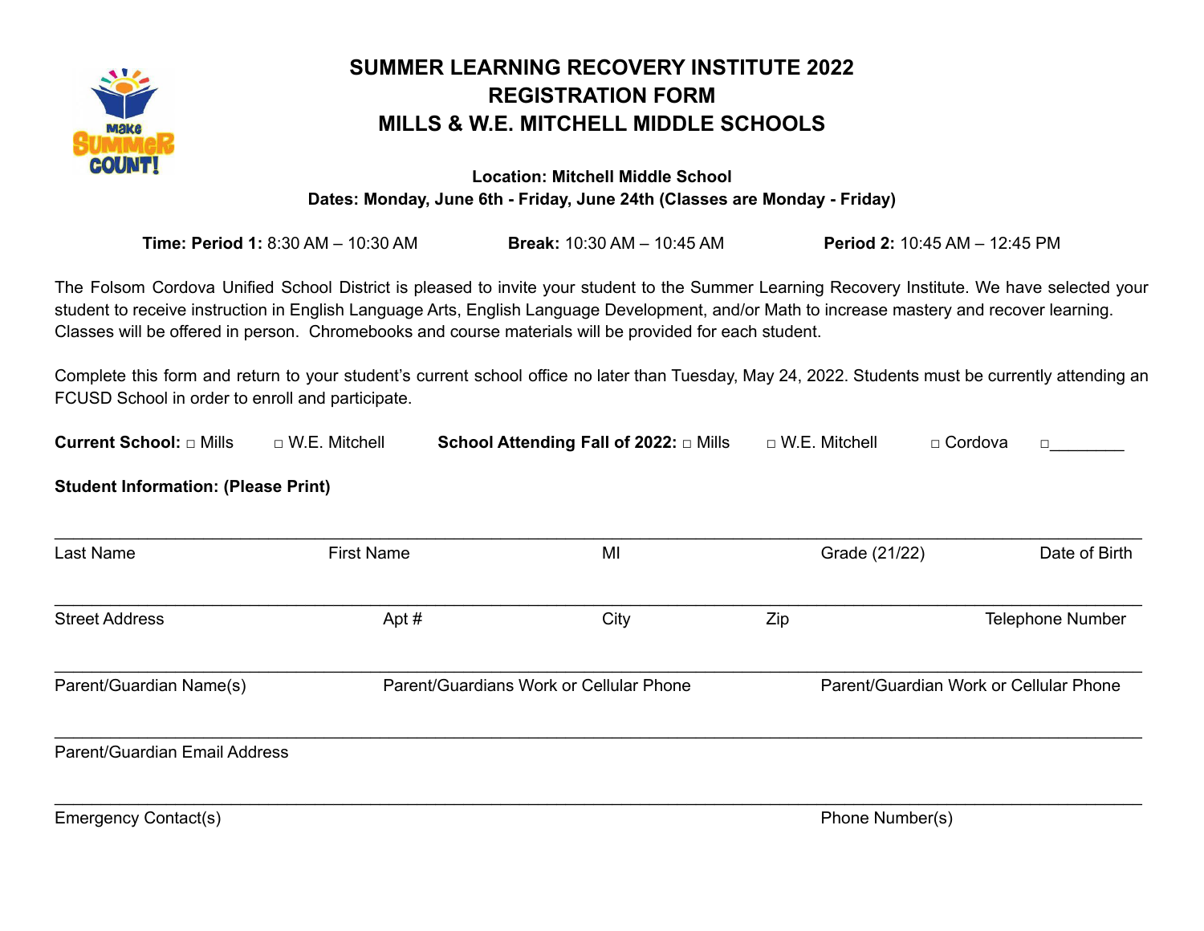# SUMMER LEARNING RECOVERY INSTITUTE 2022
# REGISTRATION FORM
# MILLS & W.E. MITCHELL MIDDLE SCHOOLS

**Location: Mitchell Middle School**
**Dates: Monday, June 6th - Friday, June 24th (Classes are Monday - Friday)**

**Time: Period 1:** 8:30 AM – 10:30 AM **Break:** 10:30 AM – 10:45 AM **Period 2:** 10:45 AM – 12:45 PM

The Folsom Cordova Unified School District is pleased to invite your student to the Summer Learning Recovery Institute. We have selected your student to receive instruction in English Language Arts, English Language Development, and/or Math to increase mastery and recover learning. Classes will be offered in person. Chromebooks and course materials will be provided for each student.

Complete this form and return to your student's current school office no later than Tuesday, May 24, 2022. Students must be currently attending an FCUSD School in order to enroll and participate.

**Current School:** □ Mills □ W.E. Mitchell **School Attending Fall of 2022:** □ Mills □ W.E. Mitchell □ Cordova □________

**Student Information: (Please Print)**

_______________________________________________________________________________
Last Name First Name MI Grade (21/22) Date of Birth

_______________________________________________________________________________
Street Address Apt # City Zip Telephone Number

_______________________________________________________________________________
Parent/Guardian Name(s) Parent/Guardians Work or Cellular Phone Parent/Guardian Work or Cellular Phone

_______________________________________________________________________________
Parent/Guardian Email Address

_______________________________________________________________________________
Emergency Contact(s) Phone Number(s)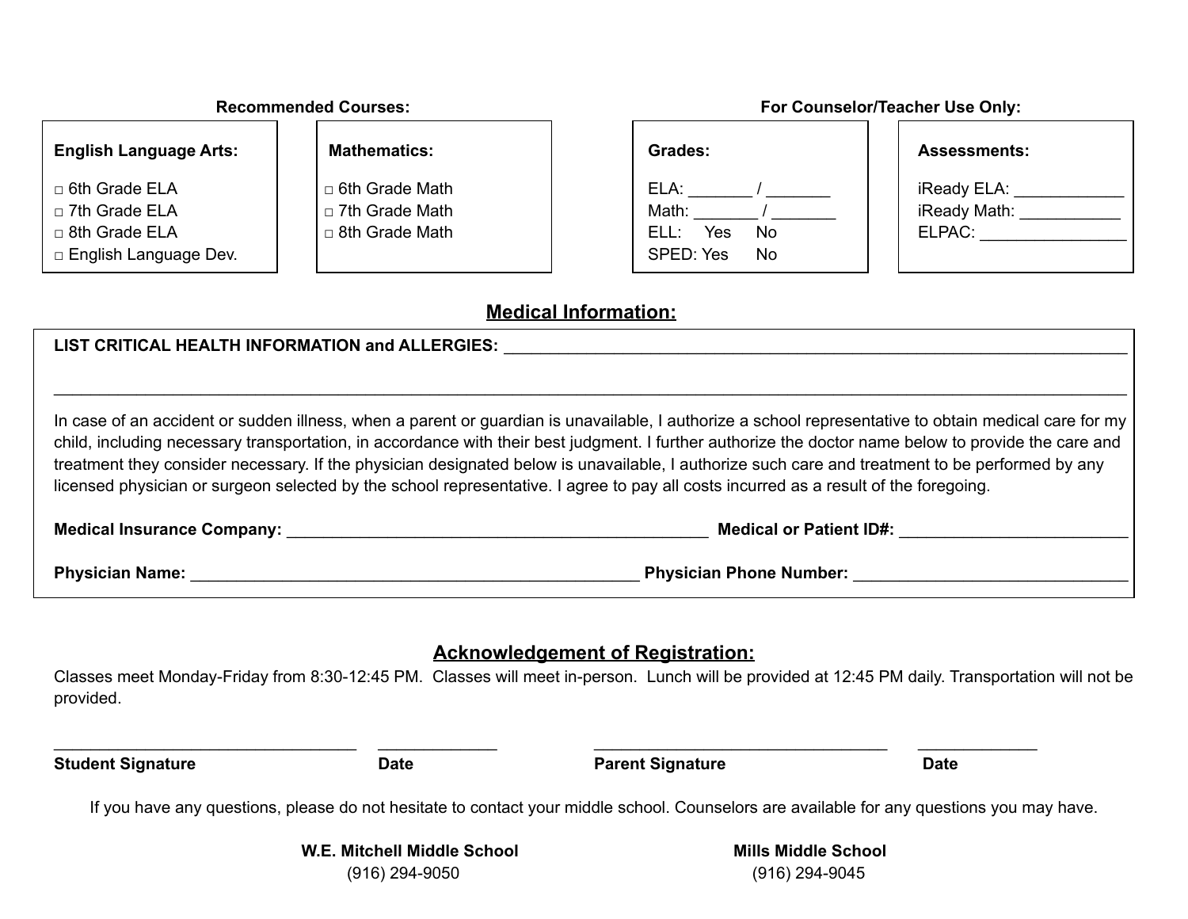**Recommended Courses:**

**English Language Arts:**

□ 6th Grade ELA
□ 7th Grade ELA
□ 8th Grade ELA
□ English Language Dev.

**Mathematics:**

□ 6th Grade Math
□ 7th Grade Math
□ 8th Grade Math

**For Counselor/Teacher Use Only:**

**Grades:**

ELA: _______ / _______
Math: _______ / _______
ELL: Yes No
SPED: Yes No

**Assessments:**

iReady ELA: ____________
iReady Math: ___________
ELPAC: ________________

## Medical Information:

**LIST CRITICAL HEALTH INFORMATION and ALLERGIES:** ________________________________________________________________________

________________________________________________________________________________________________________________

In case of an accident or sudden illness, when a parent or guardian is unavailable, I authorize a school representative to obtain medical care for my child, including necessary transportation, in accordance with their best judgment. I further authorize the doctor name below to provide the care and treatment they consider necessary. If the physician designated below is unavailable, I authorize such care and treatment to be performed by any licensed physician or surgeon selected by the school representative. I agree to pay all costs incurred as a result of the foregoing.

**Medical Insurance Company:** _________________________________________________ **Medical or Patient ID#:** __________________________

**Physician Name:** ___________________________________________________ **Physician Phone Number:** _______________________________

## Acknowledgement of Registration:

Classes meet Monday-Friday from 8:30-12:45 PM. Classes will meet in-person. Lunch will be provided at 12:45 PM daily. Transportation will not be provided.

___________________________________ _____________ ___________________________________ _____________
**Student Signature** **Date** **Parent Signature** **Date**

If you have any questions, please do not hesitate to contact your middle school. Counselors are available for any questions you may have.

**W.E. Mitchell Middle School**
(916) 294-9050

**Mills Middle School**
(916) 294-9045